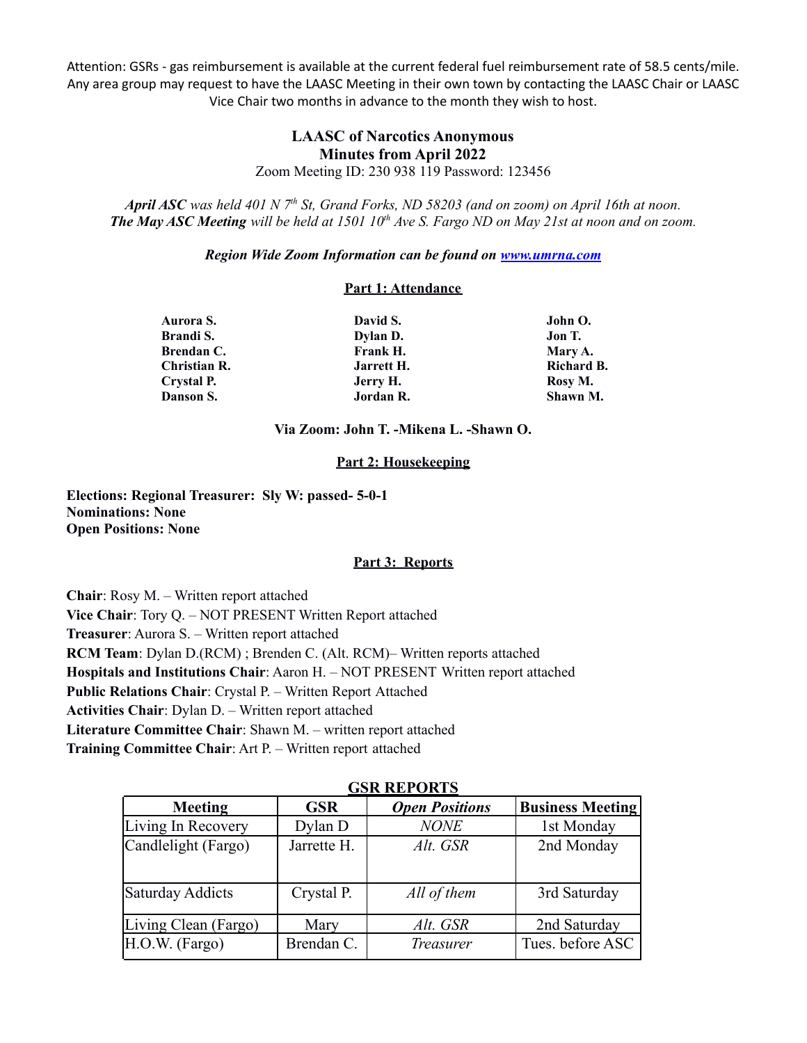Attention: GSRs - gas reimbursement is available at the current federal fuel reimbursement rate of 58.5 cents/mile. Any area group may request to have the LAASC Meeting in their own town by contacting the LAASC Chair or LAASC Vice Chair two months in advance to the month they wish to host.

**LAASC of Narcotics Anonymous**
**Minutes from April 2022**
Zoom Meeting ID: 230 938 119 Password: 123456

***April ASC*** *was held 401 N 7th St, Grand Forks, ND 58203 (and on zoom) on April 16th at noon.*
***The May ASC Meeting*** *will be held at 1501 10th Ave S. Fargo ND on May 21st at noon and on zoom.*

***Region Wide Zoom Information can be found on [www.umrna.com](www.umrna.com)***

## Part 1: Attendance

**Aurora S.**
**Brandi S.**
**Brendan C.**
**Christian R.**
**Crystal P.**
**Danson S.**
**David S.**
**Dylan D.**
**Frank H.**
**Jarrett H.**
**Jerry H.**
**Jordan R.**
**John O.**
**Jon T.**
**Mary A.**
**Richard B.**
**Rosy M.**
**Shawn M.**

**Via Zoom: John T. -Mikena L. -Shawn O.**

## Part 2: Housekeeping

**Elections: Regional Treasurer: Sly W: passed- 5-0-1**
**Nominations: None**
**Open Positions: None**

## Part 3: Reports

**Chair**: Rosy M. – Written report attached
**Vice Chair**: Tory Q. – NOT PRESENT Written Report attached
**Treasurer**: Aurora S. – Written report attached
**RCM Team**: Dylan D.(RCM) ; Brenden C. (Alt. RCM)– Written reports attached
**Hospitals and Institutions Chair**: Aaron H. – NOT PRESENT Written report attached
**Public Relations Chair**: Crystal P. – Written Report Attached
**Activities Chair**: Dylan D. – Written report attached
**Literature Committee Chair**: Shawn M. – written report attached
**Training Committee Chair**: Art P. – Written report attached

**GSR REPORTS**

| Meeting | GSR | *Open Positions* | Business Meeting |
|---|---|---|---|
| Living In Recovery | Dylan D | *NONE* | 1st Monday |
| Candlelight (Fargo) | Jarrette H. | *Alt. GSR* | 2nd Monday |
| Saturday Addicts | Crystal P. | *All of them* | 3rd Saturday |
| Living Clean (Fargo) | Mary | *Alt. GSR* | 2nd Saturday |
| H.O.W. (Fargo) | Brendan C. | *Treasurer* | Tues. before ASC |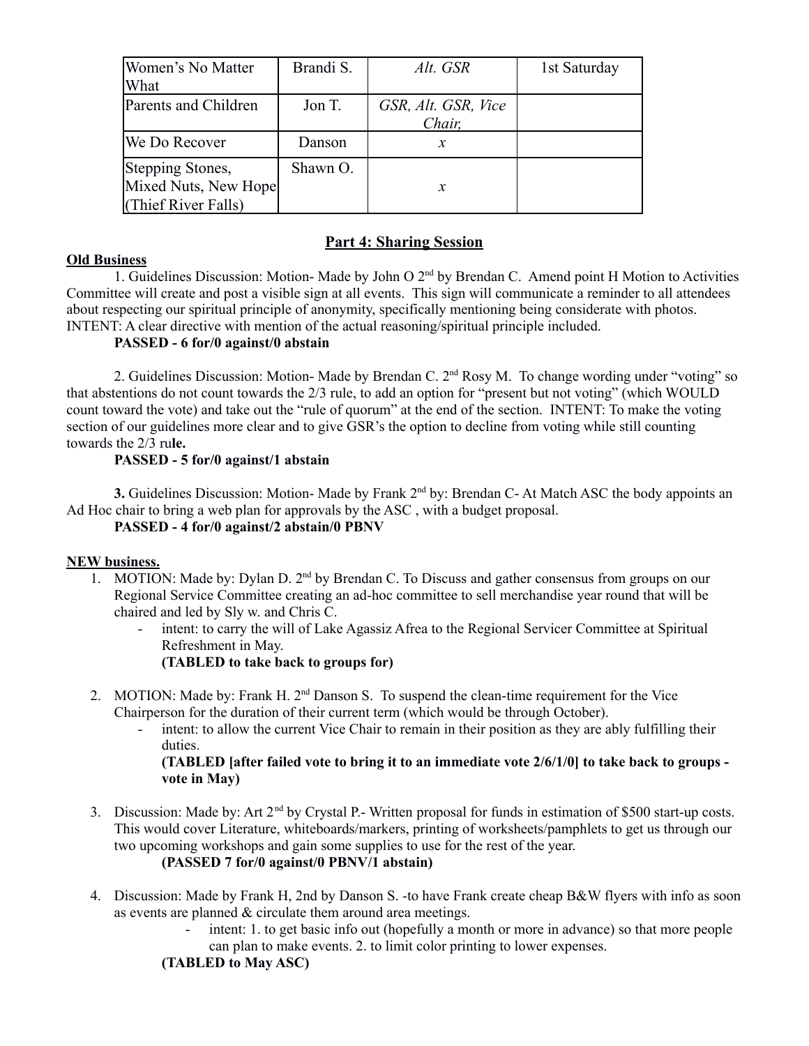| Women's No Matter What | Brandi S. | *Alt. GSR* | 1st Saturday |
|---|---|---|---|
| Parents and Children | Jon T. | *GSR, Alt. GSR, Vice Chair,* | |
| We Do Recover | Danson | *x* | |
| Stepping Stones, Mixed Nuts, New Hope (Thief River Falls) | Shawn O. | *x* | |

## Part 4: Sharing Session

**Old Business**

1. Guidelines Discussion: Motion- Made by John O 2nd by Brendan C. Amend point H Motion to Activities Committee will create and post a visible sign at all events. This sign will communicate a reminder to all attendees about respecting our spiritual principle of anonymity, specifically mentioning being considerate with photos. INTENT: A clear directive with mention of the actual reasoning/spiritual principle included.

   **PASSED - 6 for/0 against/0 abstain**

2. Guidelines Discussion: Motion- Made by Brendan C. 2nd Rosy M. To change wording under "voting" so that abstentions do not count towards the 2/3 rule, to add an option for "present but not voting" (which WOULD count toward the vote) and take out the "rule of quorum" at the end of the section. INTENT: To make the voting section of our guidelines more clear and to give GSR's the option to decline from voting while still counting towards the 2/3 ru**le.**

   **PASSED - 5 for/0 against/1 abstain**

**3.** Guidelines Discussion: Motion- Made by Frank 2nd by: Brendan C- At Match ASC the body appoints an Ad Hoc chair to bring a web plan for approvals by the ASC , with a budget proposal.

   **PASSED - 4 for/0 against/2 abstain/0 PBNV**

**NEW business.**

1. MOTION: Made by: Dylan D. 2nd by Brendan C. To Discuss and gather consensus from groups on our Regional Service Committee creating an ad-hoc committee to sell merchandise year round that will be chaired and led by Sly w. and Chris C.
   - intent: to carry the will of Lake Agassiz Afrea to the Regional Servicer Committee at Spiritual Refreshment in May.

     **(TABLED to take back to groups for)**

2. MOTION: Made by: Frank H. 2nd Danson S. To suspend the clean-time requirement for the Vice Chairperson for the duration of their current term (which would be through October).
   - intent: to allow the current Vice Chair to remain in their position as they are ably fulfilling their duties.

     **(TABLED [after failed vote to bring it to an immediate vote 2/6/1/0] to take back to groups - vote in May)**

3. Discussion: Made by: Art 2nd by Crystal P.- Written proposal for funds in estimation of $500 start-up costs. This would cover Literature, whiteboards/markers, printing of worksheets/pamphlets to get us through our two upcoming workshops and gain some supplies to use for the rest of the year.

   **(PASSED 7 for/0 against/0 PBNV/1 abstain)**

4. Discussion: Made by Frank H, 2nd by Danson S. -to have Frank create cheap B&W flyers with info as soon as events are planned & circulate them around area meetings.
   - intent: 1. to get basic info out (hopefully a month or more in advance) so that more people can plan to make events. 2. to limit color printing to lower expenses.

   **(TABLED to May ASC)**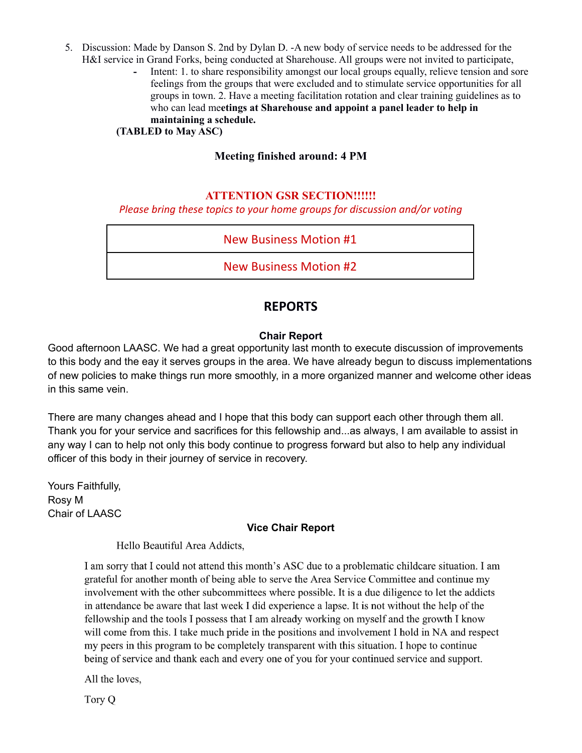5. Discussion: Made by Danson S. 2nd by Dylan D. -A new body of service needs to be addressed for the H&I service in Grand Forks, being conducted at Sharehouse. All groups were not invited to participate,
   - Intent: 1. to share responsibility amongst our local groups equally, relieve tension and sore feelings from the groups that were excluded and to stimulate service opportunities for all groups in town. 2. Have a meeting facilitation rotation and clear training guidelines as to who can lead me**etings at Sharehouse and appoint a panel leader to help in maintaining a schedule.**

   **(TABLED to May ASC)**

**Meeting finished around: 4 PM**

**ATTENTION GSR SECTION!!!!!!**

*Please bring these topics to your home groups for discussion and/or voting*

| New Business Motion #1 |
|---|
| New Business Motion #2 |

## REPORTS

### Chair Report

Good afternoon LAASC. We had a great opportunity last month to execute discussion of improvements to this body and the eay it serves groups in the area. We have already begun to discuss implementations of new policies to make things run more smoothly, in a more organized manner and welcome other ideas in this same vein.

There are many changes ahead and I hope that this body can support each other through them all. Thank you for your service and sacrifices for this fellowship and...as always, I am available to assist in any way I can to help not only this body continue to progress forward but also to help any individual officer of this body in their journey of service in recovery.

Yours Faithfully,
Rosy M
Chair of LAASC

### Vice Chair Report

Hello Beautiful Area Addicts,

I am sorry that I could not attend this month's ASC due to a problematic childcare situation. I am grateful for another month of being able to serve the Area Service Committee and continue my involvement with the other subcommittees where possible. It is a due diligence to let the addicts in attendance be aware that last week I did experience a lapse. It is not without the help of the fellowship and the tools I possess that I am already working on myself and the growth I know will come from this. I take much pride in the positions and involvement I hold in NA and respect my peers in this program to be completely transparent with this situation. I hope to continue being of service and thank each and every one of you for your continued service and support.

All the loves,

Tory Q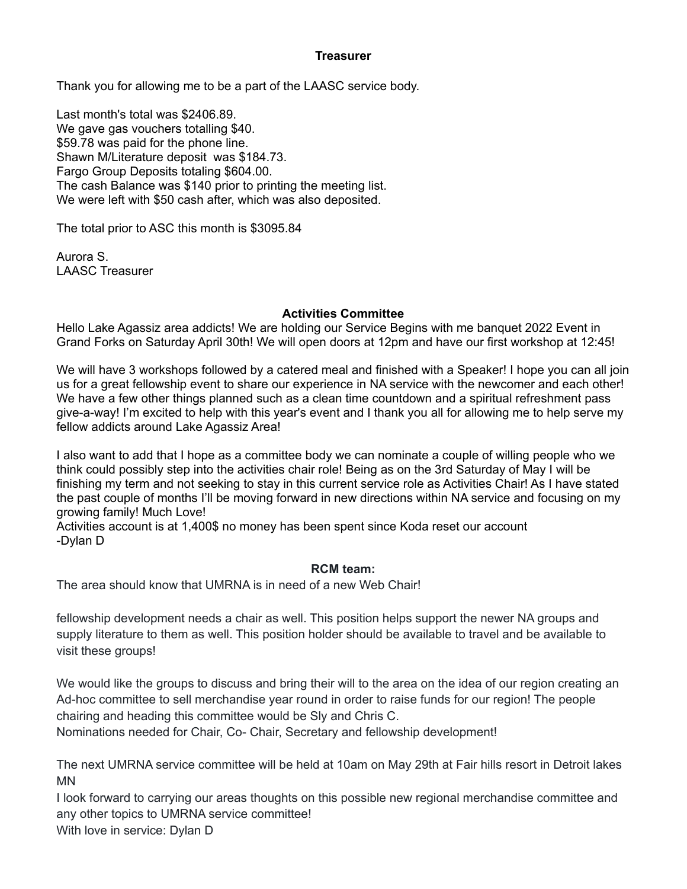## Treasurer

Thank you for allowing me to be a part of the LAASC service body.

Last month's total was $2406.89.
We gave gas vouchers totalling $40.
$59.78 was paid for the phone line.
Shawn M/Literature deposit  was $184.73.
Fargo Group Deposits totaling $604.00.
The cash Balance was $140 prior to printing the meeting list.
We were left with $50 cash after, which was also deposited.

The total prior to ASC this month is $3095.84

Aurora S.
LAASC Treasurer

## Activities Committee

Hello Lake Agassiz area addicts! We are holding our Service Begins with me banquet 2022 Event in Grand Forks on Saturday April 30th! We will open doors at 12pm and have our first workshop at 12:45!

We will have 3 workshops followed by a catered meal and finished with a Speaker! I hope you can all join us for a great fellowship event to share our experience in NA service with the newcomer and each other! We have a few other things planned such as a clean time countdown and a spiritual refreshment pass give-a-way! I'm excited to help with this year's event and I thank you all for allowing me to help serve my fellow addicts around Lake Agassiz Area!

I also want to add that I hope as a committee body we can nominate a couple of willing people who we think could possibly step into the activities chair role! Being as on the 3rd Saturday of May I will be finishing my term and not seeking to stay in this current service role as Activities Chair! As I have stated the past couple of months I'll be moving forward in new directions within NA service and focusing on my growing family! Much Love!
Activities account is at 1,400$ no money has been spent since Koda reset our account
-Dylan D

## RCM team:

The area should know that UMRNA is in need of a new Web Chair!

fellowship development needs a chair as well. This position helps support the newer NA groups and supply literature to them as well. This position holder should be available to travel and be available to visit these groups!

We would like the groups to discuss and bring their will to the area on the idea of our region creating an Ad-hoc committee to sell merchandise year round in order to raise funds for our region! The people chairing and heading this committee would be Sly and Chris C.
Nominations needed for Chair, Co- Chair, Secretary and fellowship development!

The next UMRNA service committee will be held at 10am on May 29th at Fair hills resort in Detroit lakes MN
I look forward to carrying our areas thoughts on this possible new regional merchandise committee and any other topics to UMRNA service committee!
With love in service: Dylan D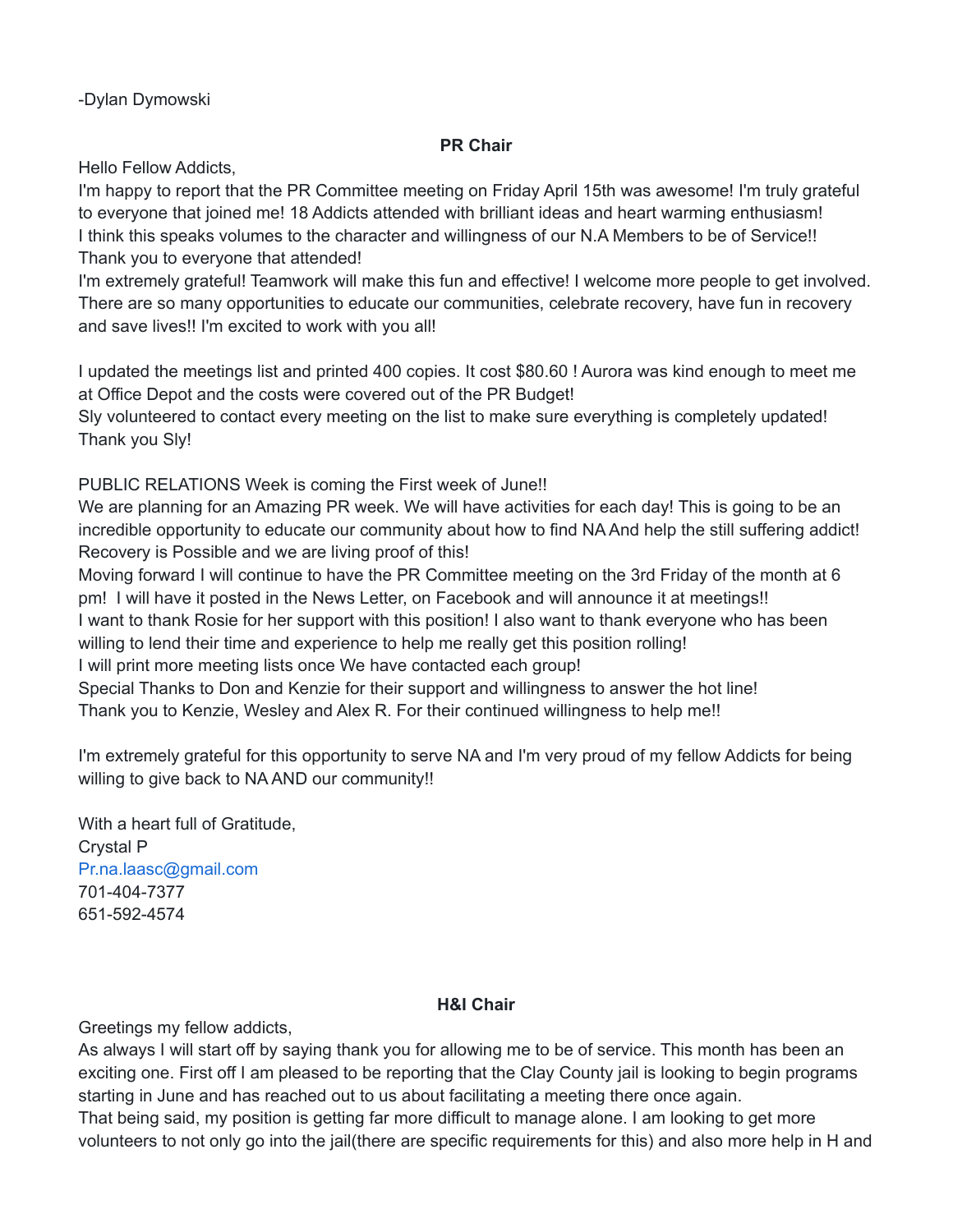-Dylan Dymowski

**PR Chair**

Hello Fellow Addicts,
I'm happy to report that the PR Committee meeting on Friday April 15th was awesome! I'm truly grateful to everyone that joined me! 18 Addicts attended with brilliant ideas and heart warming enthusiasm! I think this speaks volumes to the character and willingness of our N.A Members to be of Service!! Thank you to everyone that attended!
I'm extremely grateful! Teamwork will make this fun and effective! I welcome more people to get involved. There are so many opportunities to educate our communities, celebrate recovery, have fun in recovery and save lives!! I'm excited to work with you all!

I updated the meetings list and printed 400 copies. It cost $80.60 ! Aurora was kind enough to meet me at Office Depot and the costs were covered out of the PR Budget!
Sly volunteered to contact every meeting on the list to make sure everything is completely updated! Thank you Sly!

PUBLIC RELATIONS Week is coming the First week of June!!
We are planning for an Amazing PR week. We will have activities for each day! This is going to be an incredible opportunity to educate our community about how to find NA And help the still suffering addict! Recovery is Possible and we are living proof of this!
Moving forward I will continue to have the PR Committee meeting on the 3rd Friday of the month at 6 pm! I will have it posted in the News Letter, on Facebook and will announce it at meetings!!
I want to thank Rosie for her support with this position! I also want to thank everyone who has been willing to lend their time and experience to help me really get this position rolling!
I will print more meeting lists once We have contacted each group!
Special Thanks to Don and Kenzie for their support and willingness to answer the hot line!
Thank you to Kenzie, Wesley and Alex R. For their continued willingness to help me!!

I'm extremely grateful for this opportunity to serve NA and I'm very proud of my fellow Addicts for being willing to give back to NA AND our community!!

With a heart full of Gratitude,
Crystal P
Pr.na.laasc@gmail.com
701-404-7377
651-592-4574

**H&I Chair**

Greetings my fellow addicts,
As always I will start off by saying thank you for allowing me to be of service. This month has been an exciting one. First off I am pleased to be reporting that the Clay County jail is looking to begin programs starting in June and has reached out to us about facilitating a meeting there once again.
That being said, my position is getting far more difficult to manage alone. I am looking to get more volunteers to not only go into the jail(there are specific requirements for this) and also more help in H and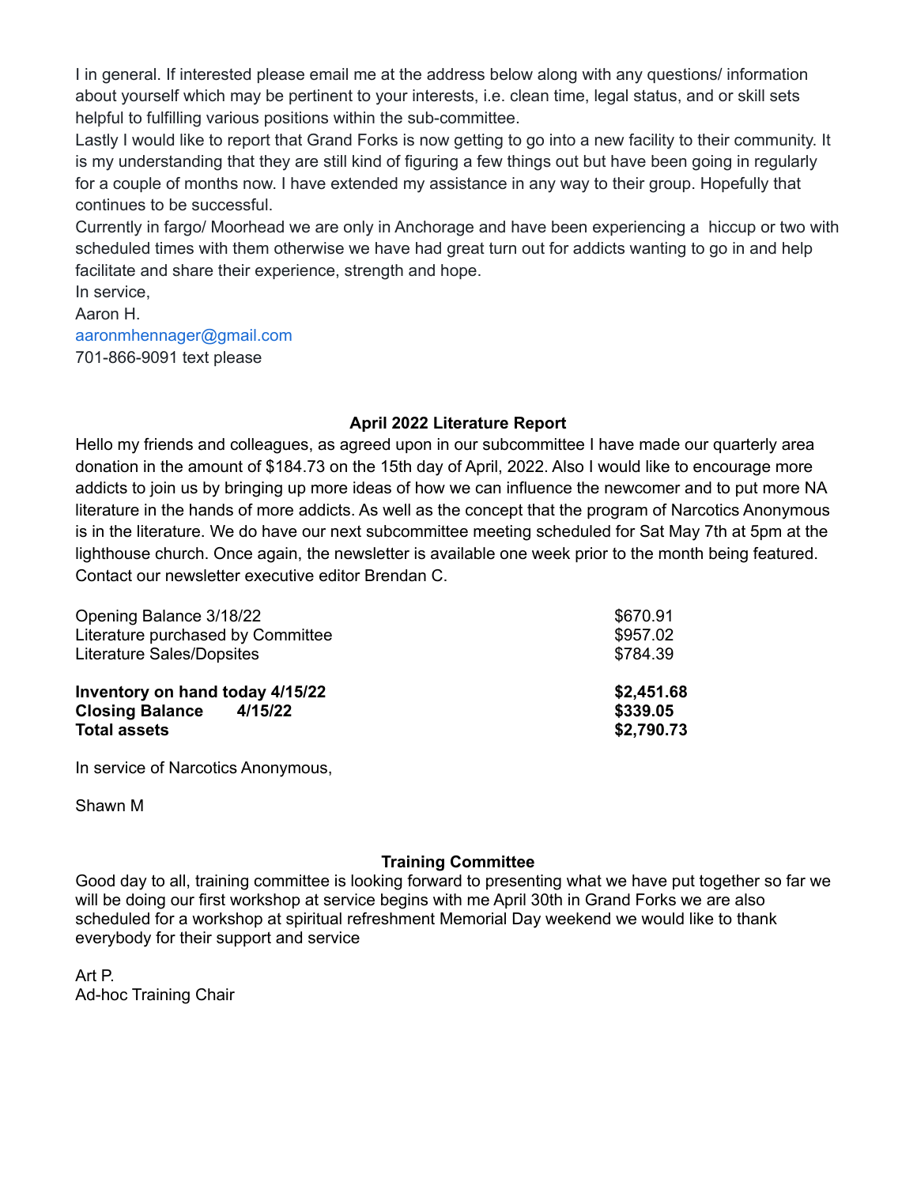I in general. If interested please email me at the address below along with any questions/ information about yourself which may be pertinent to your interests, i.e. clean time, legal status, and or skill sets helpful to fulfilling various positions within the sub-committee.

Lastly I would like to report that Grand Forks is now getting to go into a new facility to their community. It is my understanding that they are still kind of figuring a few things out but have been going in regularly for a couple of months now. I have extended my assistance in any way to their group. Hopefully that continues to be successful.

Currently in fargo/ Moorhead we are only in Anchorage and have been experiencing a hiccup or two with scheduled times with them otherwise we have had great turn out for addicts wanting to go in and help facilitate and share their experience, strength and hope.

In service,
Aaron H.
aaronmhennager@gmail.com
701-866-9091 text please

### April 2022 Literature Report

Hello my friends and colleagues, as agreed upon in our subcommittee I have made our quarterly area donation in the amount of $184.73 on the 15th day of April, 2022. Also I would like to encourage more addicts to join us by bringing up more ideas of how we can influence the newcomer and to put more NA literature in the hands of more addicts. As well as the concept that the program of Narcotics Anonymous is in the literature. We do have our next subcommittee meeting scheduled for Sat May 7th at 5pm at the lighthouse church. Once again, the newsletter is available one week prior to the month being featured. Contact our newsletter executive editor Brendan C.

| | |
|---|---|
| Opening Balance 3/18/22 | $670.91 |
| Literature purchased by Committee | $957.02 |
| Literature Sales/Dopsites | $784.39 |
| **Inventory on hand today 4/15/22** | **$2,451.68** |
| **Closing Balance 4/15/22** | **$339.05** |
| **Total assets** | **$2,790.73** |

In service of Narcotics Anonymous,

Shawn M

### Training Committee

Good day to all, training committee is looking forward to presenting what we have put together so far we will be doing our first workshop at service begins with me April 30th in Grand Forks we are also scheduled for a workshop at spiritual refreshment Memorial Day weekend we would like to thank everybody for their support and service

Art P.
Ad-hoc Training Chair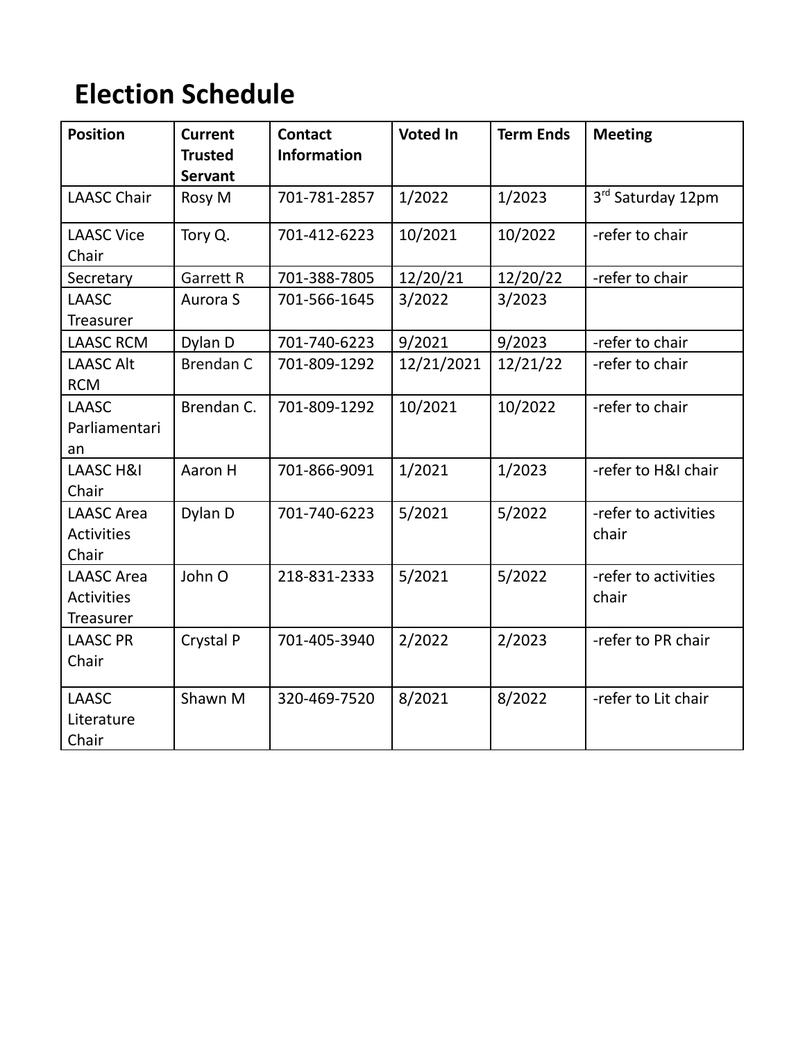# Election Schedule

| Position | Current Trusted Servant | Contact Information | Voted In | Term Ends | Meeting |
|---|---|---|---|---|---|
| LAASC Chair | Rosy M | 701-781-2857 | 1/2022 | 1/2023 | 3rd Saturday 12pm |
| LAASC Vice Chair | Tory Q. | 701-412-6223 | 10/2021 | 10/2022 | -refer to chair |
| Secretary | Garrett R | 701-388-7805 | 12/20/21 | 12/20/22 | -refer to chair |
| LAASC Treasurer | Aurora S | 701-566-1645 | 3/2022 | 3/2023 | |
| LAASC RCM | Dylan D | 701-740-6223 | 9/2021 | 9/2023 | -refer to chair |
| LAASC Alt RCM | Brendan C | 701-809-1292 | 12/21/2021 | 12/21/22 | -refer to chair |
| LAASC Parliamentarian | Brendan C. | 701-809-1292 | 10/2021 | 10/2022 | -refer to chair |
| LAASC H&I Chair | Aaron H | 701-866-9091 | 1/2021 | 1/2023 | -refer to H&I chair |
| LAASC Area Activities Chair | Dylan D | 701-740-6223 | 5/2021 | 5/2022 | -refer to activities chair |
| LAASC Area Activities Treasurer | John O | 218-831-2333 | 5/2021 | 5/2022 | -refer to activities chair |
| LAASC PR Chair | Crystal P | 701-405-3940 | 2/2022 | 2/2023 | -refer to PR chair |
| LAASC Literature Chair | Shawn M | 320-469-7520 | 8/2021 | 8/2022 | -refer to Lit chair |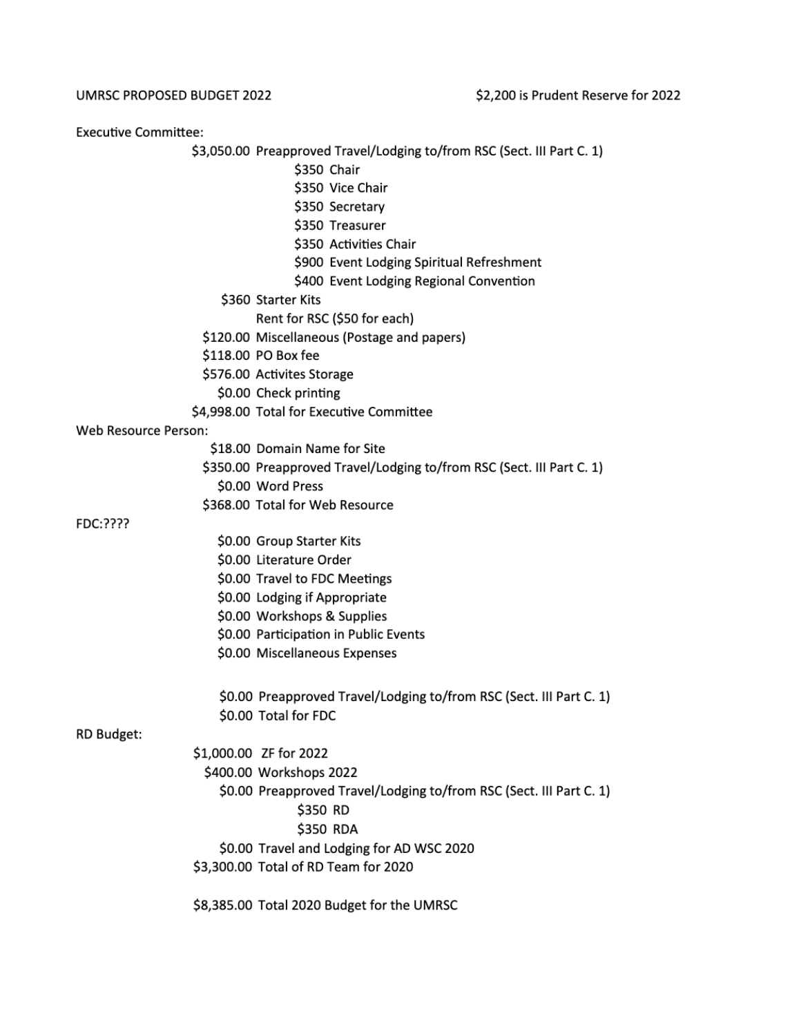UMRSC PROPOSED BUDGET 2022 — $2,200 is Prudent Reserve for 2022

**Executive Committee:**

| | |
|---|---|
| $3,050.00 | Preapproved Travel/Lodging to/from RSC (Sect. III Part C. 1) |
| $350 | Chair |
| $350 | Vice Chair |
| $350 | Secretary |
| $350 | Treasurer |
| $350 | Activities Chair |
| $900 | Event Lodging Spiritual Refreshment |
| $400 | Event Lodging Regional Convention |
| $360 | Starter Kits |
| | Rent for RSC ($50 for each) |
| $120.00 | Miscellaneous (Postage and papers) |
| $118.00 | PO Box fee |
| $576.00 | Activites Storage |
| $0.00 | Check printing |
| $4,998.00 | Total for Executive Committee |

**Web Resource Person:**

| | |
|---|---|
| $18.00 | Domain Name for Site |
| $350.00 | Preapproved Travel/Lodging to/from RSC (Sect. III Part C. 1) |
| $0.00 | Word Press |
| $368.00 | Total for Web Resource |

**FDC:????**

| | |
|---|---|
| $0.00 | Group Starter Kits |
| $0.00 | Literature Order |
| $0.00 | Travel to FDC Meetings |
| $0.00 | Lodging if Appropriate |
| $0.00 | Workshops & Supplies |
| $0.00 | Participation in Public Events |
| $0.00 | Miscellaneous Expenses |
| | |
| $0.00 | Preapproved Travel/Lodging to/from RSC (Sect. III Part C. 1) |
| $0.00 | Total for FDC |

**RD Budget:**

| | |
|---|---|
| $1,000.00 | ZF for 2022 |
| $400.00 | Workshops 2022 |
| $0.00 | Preapproved Travel/Lodging to/from RSC (Sect. III Part C. 1) |
| $350 | RD |
| $350 | RDA |
| $0.00 | Travel and Lodging for AD WSC 2020 |
| $3,300.00 | Total of RD Team for 2020 |

$8,385.00 Total 2020 Budget for the UMRSC